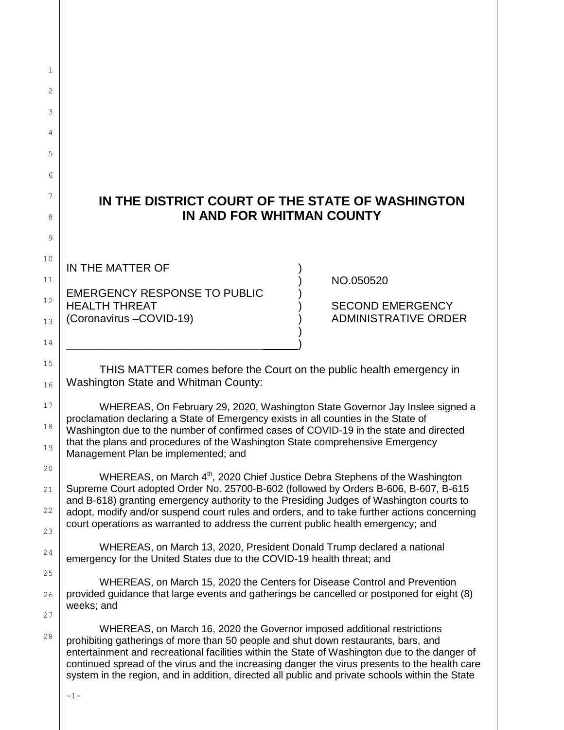# IN THE DISTRICT COURT OF THE STATE OF WASHINGTON IN AND FOR WHITMAN COUNTY

| | |
|---|---|
| IN THE MATTER OF<br><br>EMERGENCY RESPONSE TO PUBLIC HEALTH THREAT<br>(Coronavirus –COVID-19) | NO.050520<br><br>SECOND EMERGENCY ADMINISTRATIVE ORDER |

THIS MATTER comes before the Court on the public health emergency in Washington State and Whitman County:

WHEREAS, On February 29, 2020, Washington State Governor Jay Inslee signed a proclamation declaring a State of Emergency exists in all counties in the State of Washington due to the number of confirmed cases of COVID-19 in the state and directed that the plans and procedures of the Washington State comprehensive Emergency Management Plan be implemented; and

WHEREAS, on March 4th, 2020 Chief Justice Debra Stephens of the Washington Supreme Court adopted Order No. 25700-B-602 (followed by Orders B-606, B-607, B-615 and B-618) granting emergency authority to the Presiding Judges of Washington courts to adopt, modify and/or suspend court rules and orders, and to take further actions concerning court operations as warranted to address the current public health emergency; and

WHEREAS, on March 13, 2020, President Donald Trump declared a national emergency for the United States due to the COVID-19 health threat; and

WHEREAS, on March 15, 2020 the Centers for Disease Control and Prevention provided guidance that large events and gatherings be cancelled or postponed for eight (8) weeks; and

WHEREAS, on March 16, 2020 the Governor imposed additional restrictions prohibiting gatherings of more than 50 people and shut down restaurants, bars, and entertainment and recreational facilities within the State of Washington due to the danger of continued spread of the virus and the increasing danger the virus presents to the health care system in the region, and in addition, directed all public and private schools within the State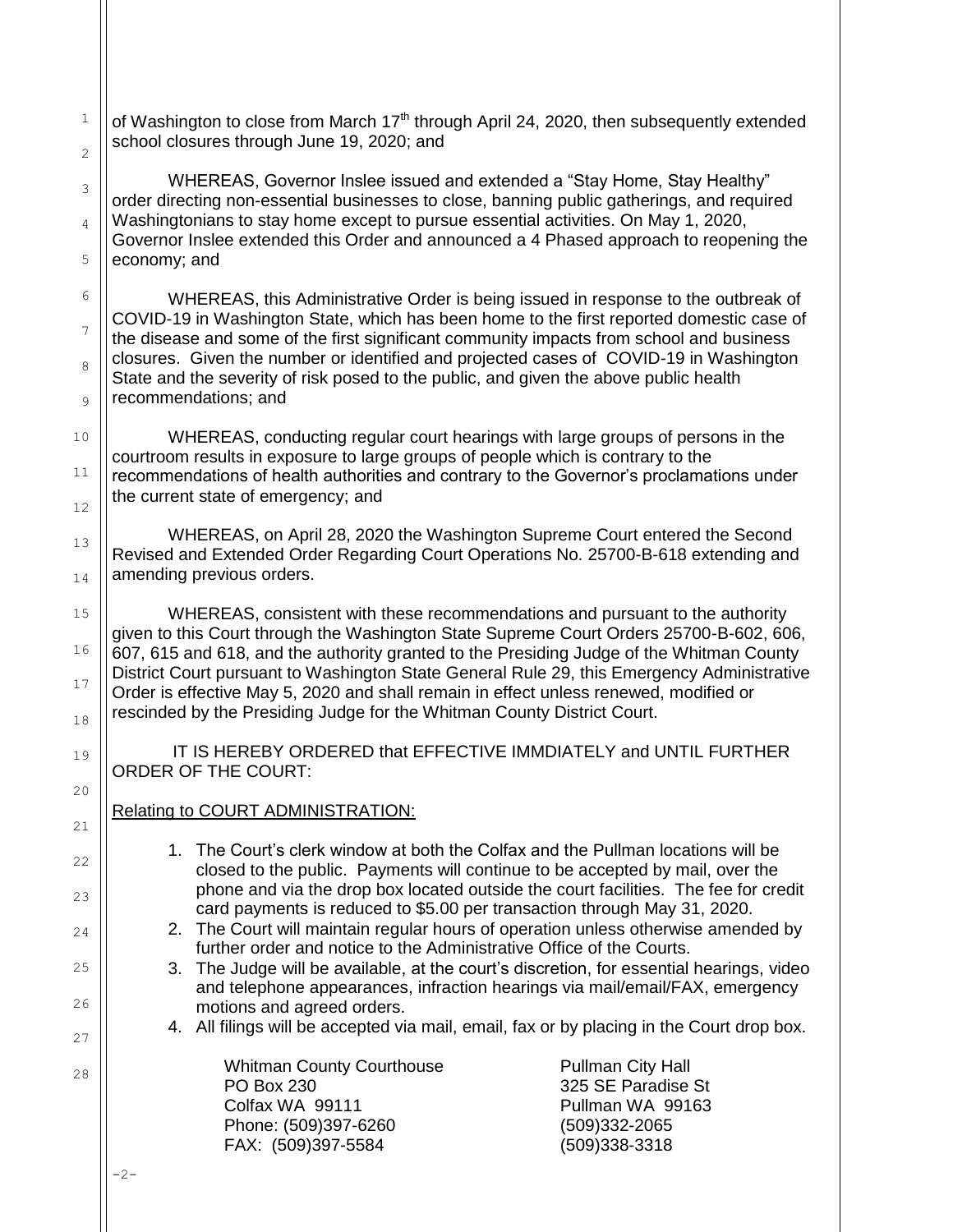of Washington to close from March 17th through April 24, 2020, then subsequently extended school closures through June 19, 2020; and

WHEREAS, Governor Inslee issued and extended a "Stay Home, Stay Healthy" order directing non-essential businesses to close, banning public gatherings, and required Washingtonians to stay home except to pursue essential activities. On May 1, 2020, Governor Inslee extended this Order and announced a 4 Phased approach to reopening the economy; and

WHEREAS, this Administrative Order is being issued in response to the outbreak of COVID-19 in Washington State, which has been home to the first reported domestic case of the disease and some of the first significant community impacts from school and business closures. Given the number or identified and projected cases of COVID-19 in Washington State and the severity of risk posed to the public, and given the above public health recommendations; and

WHEREAS, conducting regular court hearings with large groups of persons in the courtroom results in exposure to large groups of people which is contrary to the recommendations of health authorities and contrary to the Governor's proclamations under the current state of emergency; and

WHEREAS, on April 28, 2020 the Washington Supreme Court entered the Second Revised and Extended Order Regarding Court Operations No. 25700-B-618 extending and amending previous orders.

WHEREAS, consistent with these recommendations and pursuant to the authority given to this Court through the Washington State Supreme Court Orders 25700-B-602, 606, 607, 615 and 618, and the authority granted to the Presiding Judge of the Whitman County District Court pursuant to Washington State General Rule 29, this Emergency Administrative Order is effective May 5, 2020 and shall remain in effect unless renewed, modified or rescinded by the Presiding Judge for the Whitman County District Court.

IT IS HEREBY ORDERED that EFFECTIVE IMMDIATELY and UNTIL FURTHER ORDER OF THE COURT:

Relating to COURT ADMINISTRATION:

1. The Court's clerk window at both the Colfax and the Pullman locations will be closed to the public. Payments will continue to be accepted by mail, over the phone and via the drop box located outside the court facilities. The fee for credit card payments is reduced to $5.00 per transaction through May 31, 2020.
2. The Court will maintain regular hours of operation unless otherwise amended by further order and notice to the Administrative Office of the Courts.
3. The Judge will be available, at the court's discretion, for essential hearings, video and telephone appearances, infraction hearings via mail/email/FAX, emergency motions and agreed orders.
4. All filings will be accepted via mail, email, fax or by placing in the Court drop box.

Whitman County Courthouse
PO Box 230
Colfax WA 99111
Phone: (509)397-6260
FAX: (509)397-5584

Pullman City Hall
325 SE Paradise St
Pullman WA 99163
(509)332-2065
(509)338-3318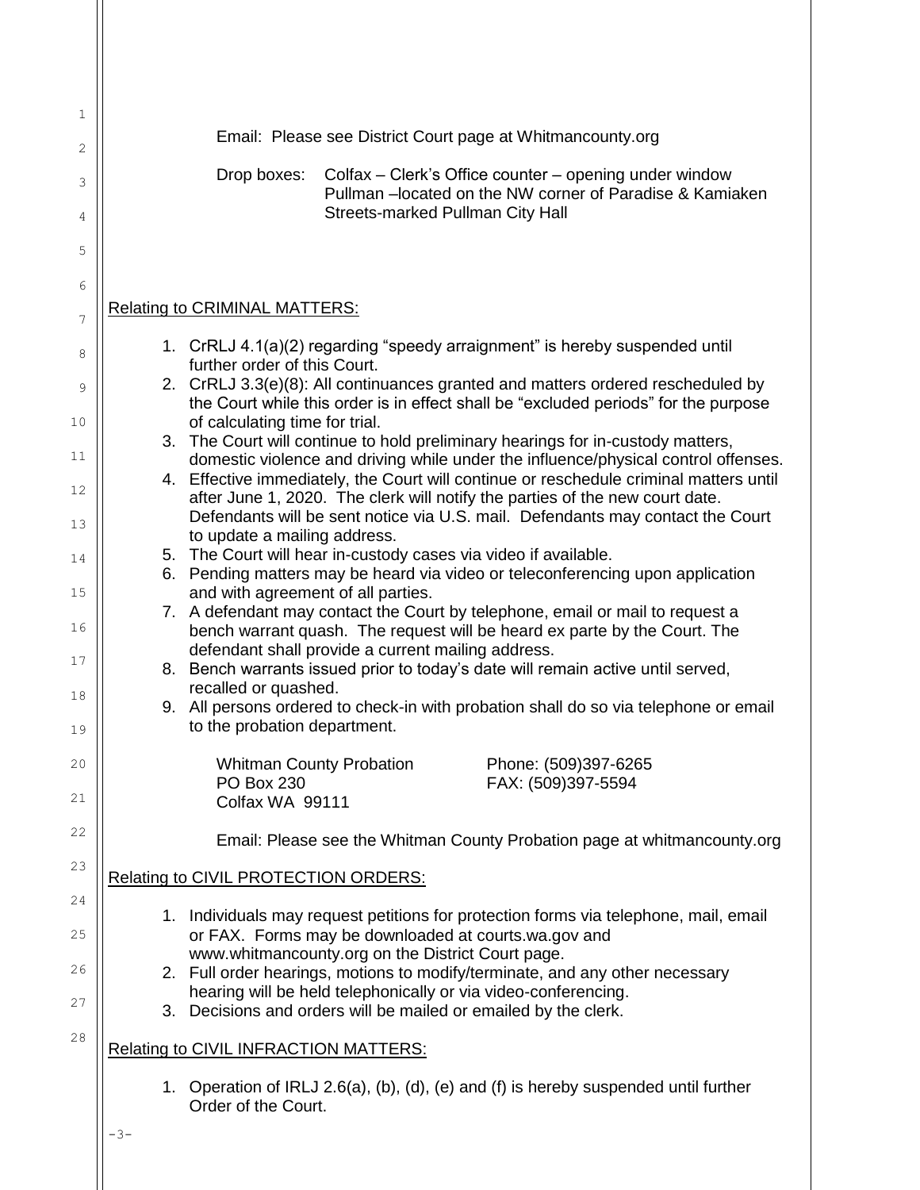Email: Please see District Court page at Whitmancounty.org

Drop boxes: Colfax – Clerk's Office counter – opening under window
Pullman –located on the NW corner of Paradise & Kamiaken Streets-marked Pullman City Hall

Relating to CRIMINAL MATTERS:

1. CrRLJ 4.1(a)(2) regarding "speedy arraignment" is hereby suspended until further order of this Court.
2. CrRLJ 3.3(e)(8): All continuances granted and matters ordered rescheduled by the Court while this order is in effect shall be "excluded periods" for the purpose of calculating time for trial.
3. The Court will continue to hold preliminary hearings for in-custody matters, domestic violence and driving while under the influence/physical control offenses.
4. Effective immediately, the Court will continue or reschedule criminal matters until after June 1, 2020. The clerk will notify the parties of the new court date. Defendants will be sent notice via U.S. mail. Defendants may contact the Court to update a mailing address.
5. The Court will hear in-custody cases via video if available.
6. Pending matters may be heard via video or teleconferencing upon application and with agreement of all parties.
7. A defendant may contact the Court by telephone, email or mail to request a bench warrant quash. The request will be heard ex parte by the Court. The defendant shall provide a current mailing address.
8. Bench warrants issued prior to today's date will remain active until served, recalled or quashed.
9. All persons ordered to check-in with probation shall do so via telephone or email to the probation department.

Whitman County Probation
PO Box 230
Colfax WA 99111

Phone: (509)397-6265
FAX: (509)397-5594

Email: Please see the Whitman County Probation page at whitmancounty.org

Relating to CIVIL PROTECTION ORDERS:

1. Individuals may request petitions for protection forms via telephone, mail, email or FAX. Forms may be downloaded at courts.wa.gov and www.whitmancounty.org on the District Court page.
2. Full order hearings, motions to modify/terminate, and any other necessary hearing will be held telephonically or via video-conferencing.
3. Decisions and orders will be mailed or emailed by the clerk.

Relating to CIVIL INFRACTION MATTERS:

1. Operation of IRLJ 2.6(a), (b), (d), (e) and (f) is hereby suspended until further Order of the Court.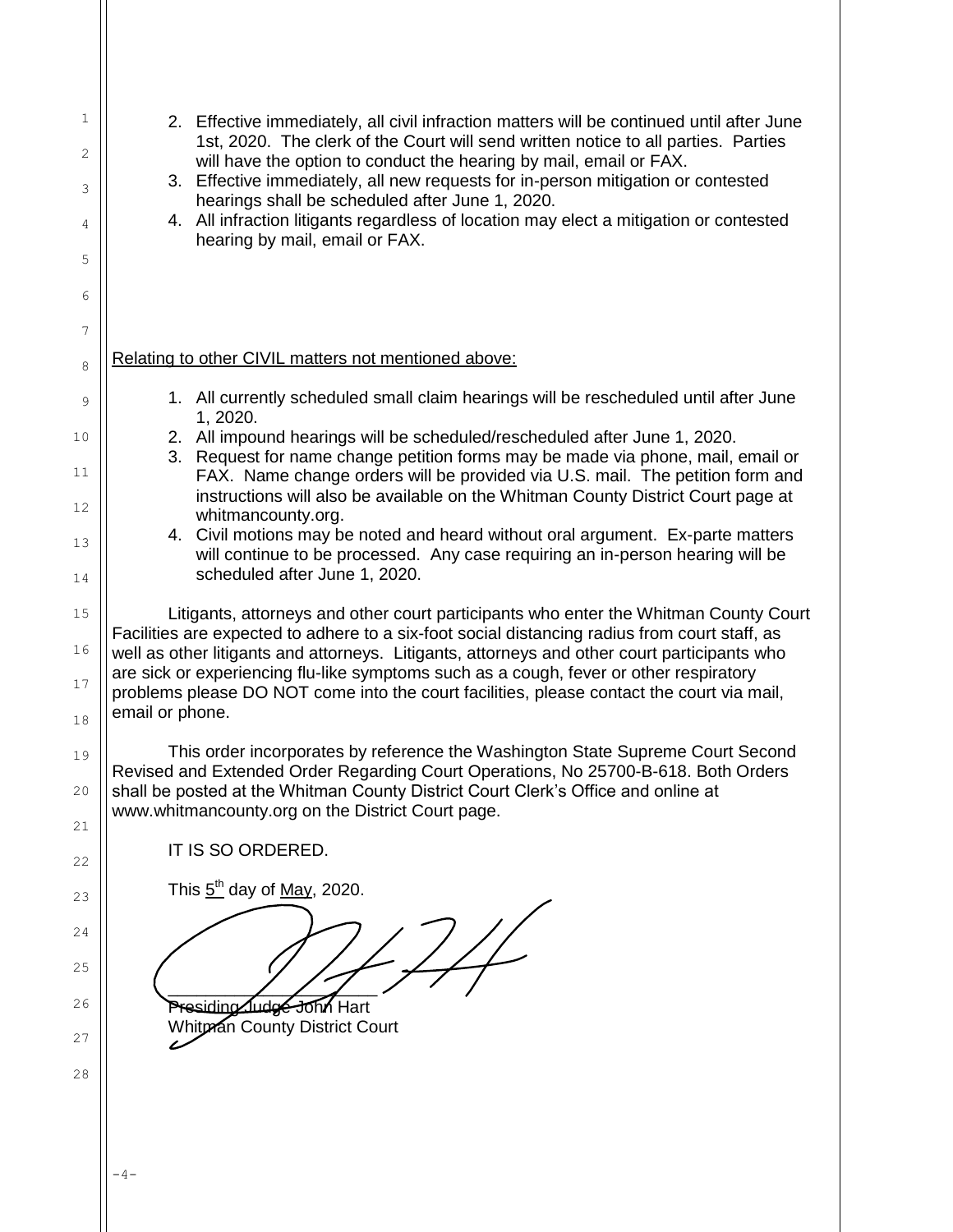2. Effective immediately, all civil infraction matters will be continued until after June 1st, 2020. The clerk of the Court will send written notice to all parties. Parties will have the option to conduct the hearing by mail, email or FAX.
3. Effective immediately, all new requests for in-person mitigation or contested hearings shall be scheduled after June 1, 2020.
4. All infraction litigants regardless of location may elect a mitigation or contested hearing by mail, email or FAX.

Relating to other CIVIL matters not mentioned above:

1. All currently scheduled small claim hearings will be rescheduled until after June 1, 2020.
2. All impound hearings will be scheduled/rescheduled after June 1, 2020.
3. Request for name change petition forms may be made via phone, mail, email or FAX. Name change orders will be provided via U.S. mail. The petition form and instructions will also be available on the Whitman County District Court page at whitmancounty.org.
4. Civil motions may be noted and heard without oral argument. Ex-parte matters will continue to be processed. Any case requiring an in-person hearing will be scheduled after June 1, 2020.

Litigants, attorneys and other court participants who enter the Whitman County Court Facilities are expected to adhere to a six-foot social distancing radius from court staff, as well as other litigants and attorneys. Litigants, attorneys and other court participants who are sick or experiencing flu-like symptoms such as a cough, fever or other respiratory problems please DO NOT come into the court facilities, please contact the court via mail, email or phone.

This order incorporates by reference the Washington State Supreme Court Second Revised and Extended Order Regarding Court Operations, No 25700-B-618. Both Orders shall be posted at the Whitman County District Court Clerk's Office and online at www.whitmancounty.org on the District Court page.

IT IS SO ORDERED.

This 5th day of May, 2020.

_______________________
Presiding Judge John Hart
Whitman County District Court